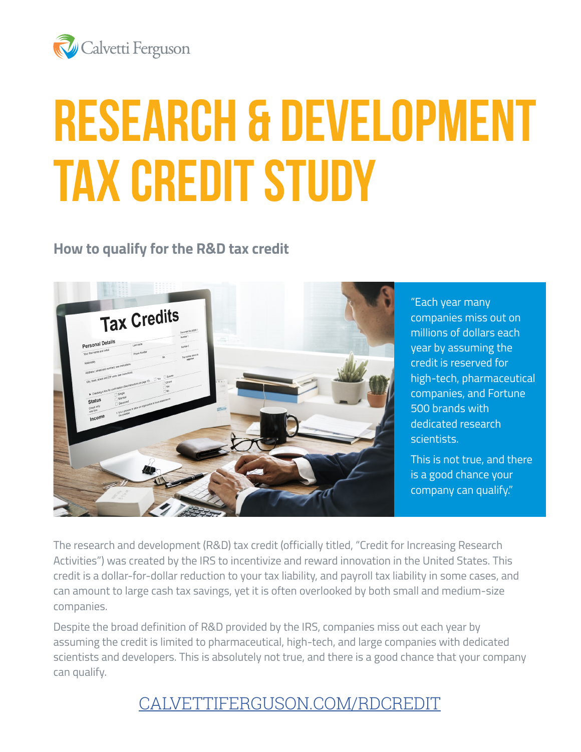Calvetti Ferguson

# RESEARCH & DEVELOPMENT TAX CREDIT STUDY

## How to qualify for the R&D tax credit

"Each year many companies miss out on millions of dollars each year by assuming the credit is reserved for high-tech, pharmaceutical companies, and Fortune 500 brands with dedicated research scientists.

This is not true, and there is a good chance your company can qualify."

The research and development (R&D) tax credit (officially titled, "Credit for Increasing Research Activities") was created by the IRS to incentivize and reward innovation in the United States. This credit is a dollar-for-dollar reduction to your tax liability, and payroll tax liability in some cases, and can amount to large cash tax savings, yet it is often overlooked by both small and medium-size companies.

Despite the broad definition of R&D provided by the IRS, companies miss out each year by assuming the credit is limited to pharmaceutical, high-tech, and large companies with dedicated scientists and developers. This is absolutely not true, and there is a good chance that your company can qualify.

CALVETTIFERGUSON.COM/RDCREDIT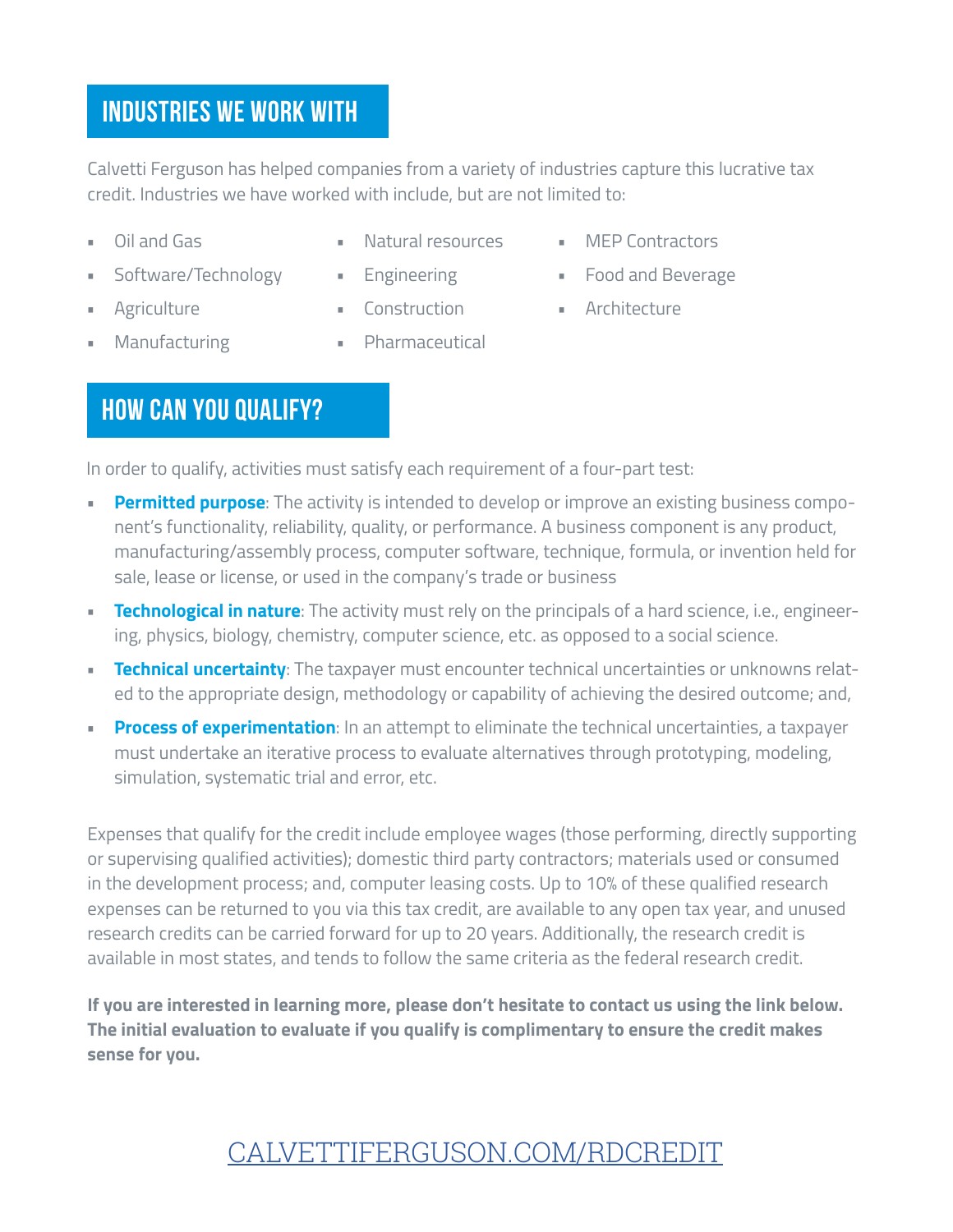## INDUSTRIES WE WORK WITH

Calvetti Ferguson has helped companies from a variety of industries capture this lucrative tax credit. Industries we have worked with include, but are not limited to:

- Oil and Gas
- Software/Technology
- Agriculture
- Manufacturing
- Natural resources
- Engineering
- Construction
- Pharmaceutical
- MEP Contractors
- Food and Beverage
- Architecture

## HOW CAN YOU QUALIFY?

In order to qualify, activities must satisfy each requirement of a four-part test:

- **Permitted purpose**: The activity is intended to develop or improve an existing business component's functionality, reliability, quality, or performance. A business component is any product, manufacturing/assembly process, computer software, technique, formula, or invention held for sale, lease or license, or used in the company's trade or business
- **Technological in nature**: The activity must rely on the principals of a hard science, i.e., engineering, physics, biology, chemistry, computer science, etc. as opposed to a social science.
- **Technical uncertainty**: The taxpayer must encounter technical uncertainties or unknowns related to the appropriate design, methodology or capability of achieving the desired outcome; and,
- **Process of experimentation**: In an attempt to eliminate the technical uncertainties, a taxpayer must undertake an iterative process to evaluate alternatives through prototyping, modeling, simulation, systematic trial and error, etc.

Expenses that qualify for the credit include employee wages (those performing, directly supporting or supervising qualified activities); domestic third party contractors; materials used or consumed in the development process; and, computer leasing costs. Up to 10% of these qualified research expenses can be returned to you via this tax credit, are available to any open tax year, and unused research credits can be carried forward for up to 20 years. Additionally, the research credit is available in most states, and tends to follow the same criteria as the federal research credit.

**If you are interested in learning more, please don't hesitate to contact us using the link below. The initial evaluation to evaluate if you qualify is complimentary to ensure the credit makes sense for you.**

CALVETTIFERGUSON.COM/RDCREDIT